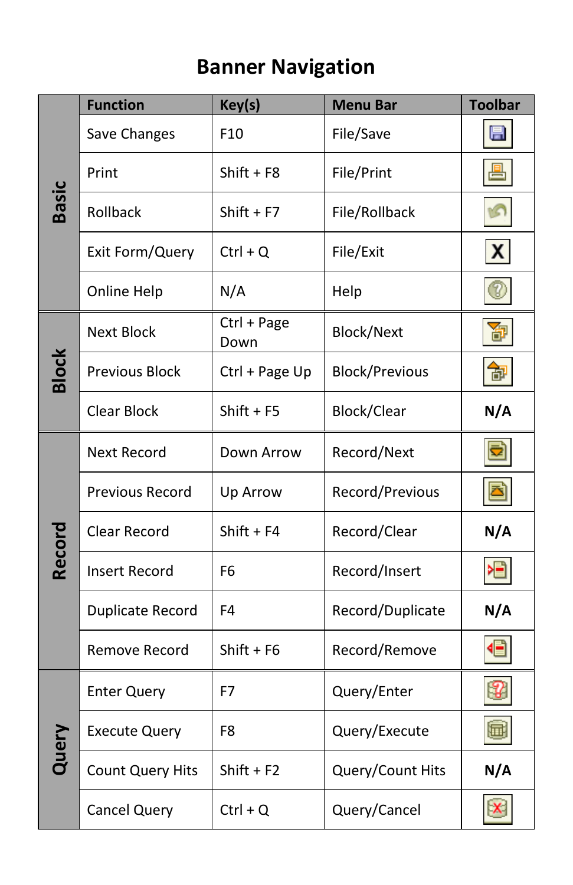# Banner Navigation

| | Function | Key(s) | Menu Bar | Toolbar |
|---|---|---|---|---|
| **Basic** | Save Changes | F10 | File/Save | |
| | Print | Shift + F8 | File/Print | |
| | Rollback | Shift + F7 | File/Rollback | |
| | Exit Form/Query | Ctrl + Q | File/Exit | |
| | Online Help | N/A | Help | |
| **Block** | Next Block | Ctrl + Page Down | Block/Next | |
| | Previous Block | Ctrl + Page Up | Block/Previous | |
| | Clear Block | Shift + F5 | Block/Clear | **N/A** |
| **Record** | Next Record | Down Arrow | Record/Next | |
| | Previous Record | Up Arrow | Record/Previous | |
| | Clear Record | Shift + F4 | Record/Clear | **N/A** |
| | Insert Record | F6 | Record/Insert | |
| | Duplicate Record | F4 | Record/Duplicate | **N/A** |
| | Remove Record | Shift + F6 | Record/Remove | |
| **Query** | Enter Query | F7 | Query/Enter | |
| | Execute Query | F8 | Query/Execute | |
| | Count Query Hits | Shift + F2 | Query/Count Hits | **N/A** |
| | Cancel Query | Ctrl + Q | Query/Cancel | |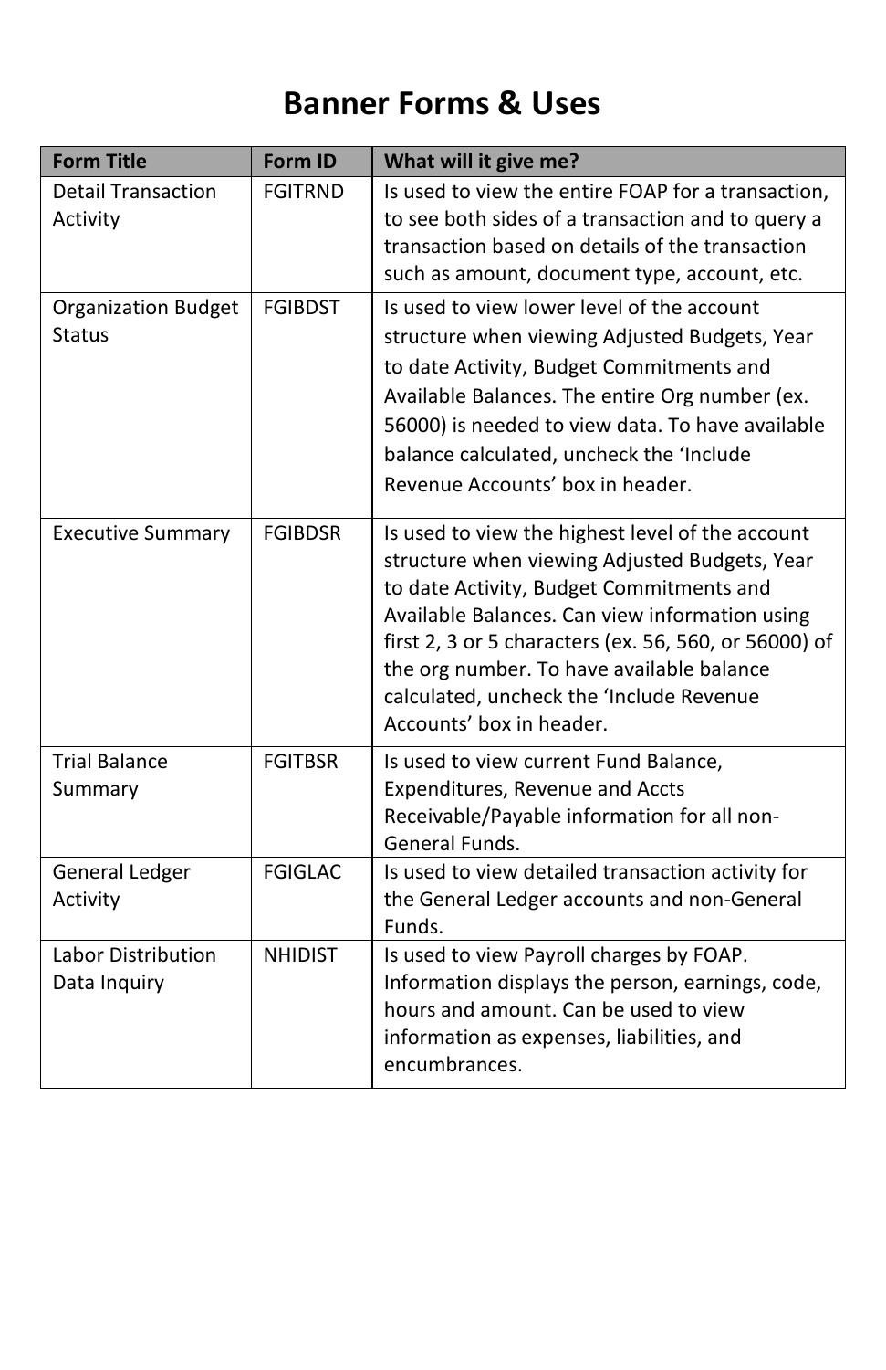# Banner Forms & Uses

| Form Title | Form ID | What will it give me? |
|---|---|---|
| Detail Transaction Activity | FGITRND | Is used to view the entire FOAP for a transaction, to see both sides of a transaction and to query a transaction based on details of the transaction such as amount, document type, account, etc. |
| Organization Budget Status | FGIBDST | Is used to view lower level of the account structure when viewing Adjusted Budgets, Year to date Activity, Budget Commitments and Available Balances. The entire Org number (ex. 56000) is needed to view data. To have available balance calculated, uncheck the 'Include Revenue Accounts' box in header. |
| Executive Summary | FGIBDSR | Is used to view the highest level of the account structure when viewing Adjusted Budgets, Year to date Activity, Budget Commitments and Available Balances. Can view information using first 2, 3 or 5 characters (ex. 56, 560, or 56000) of the org number. To have available balance calculated, uncheck the 'Include Revenue Accounts' box in header. |
| Trial Balance Summary | FGITBSR | Is used to view current Fund Balance, Expenditures, Revenue and Accts Receivable/Payable information for all non-General Funds. |
| General Ledger Activity | FGIGLAC | Is used to view detailed transaction activity for the General Ledger accounts and non-General Funds. |
| Labor Distribution Data Inquiry | NHIDIST | Is used to view Payroll charges by FOAP. Information displays the person, earnings, code, hours and amount. Can be used to view information as expenses, liabilities, and encumbrances. |